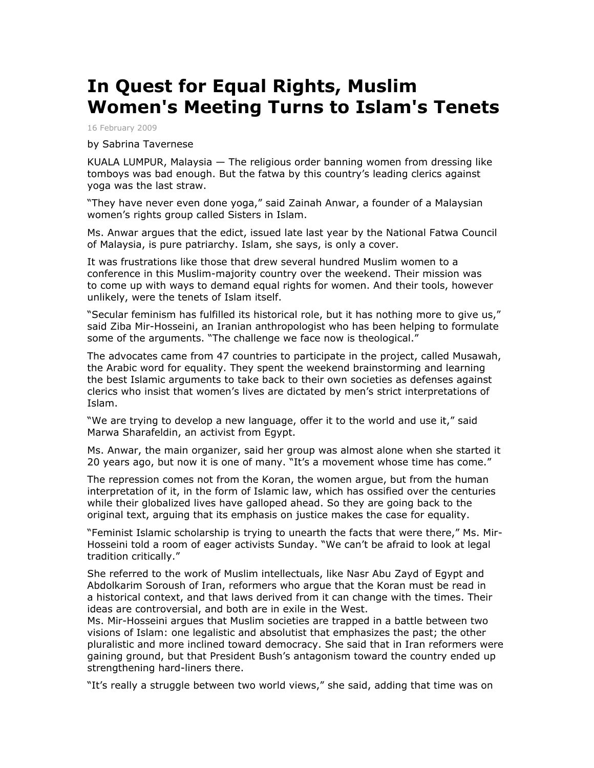# In Quest for Equal Rights, Muslim Women's Meeting Turns to Islam's Tenets

16 February 2009

by Sabrina Tavernese

KUALA LUMPUR, Malaysia — The religious order banning women from dressing like tomboys was bad enough. But the fatwa by this country's leading clerics against yoga was the last straw.

"They have never even done yoga," said Zainah Anwar, a founder of a Malaysian women's rights group called Sisters in Islam.

Ms. Anwar argues that the edict, issued late last year by the National Fatwa Council of Malaysia, is pure patriarchy. Islam, she says, is only a cover.

It was frustrations like those that drew several hundred Muslim women to a conference in this Muslim-majority country over the weekend. Their mission was to come up with ways to demand equal rights for women. And their tools, however unlikely, were the tenets of Islam itself.

"Secular feminism has fulfilled its historical role, but it has nothing more to give us," said Ziba Mir-Hosseini, an Iranian anthropologist who has been helping to formulate some of the arguments. "The challenge we face now is theological."

The advocates came from 47 countries to participate in the project, called Musawah, the Arabic word for equality. They spent the weekend brainstorming and learning the best Islamic arguments to take back to their own societies as defenses against clerics who insist that women's lives are dictated by men's strict interpretations of Islam.

"We are trying to develop a new language, offer it to the world and use it," said Marwa Sharafeldin, an activist from Egypt.

Ms. Anwar, the main organizer, said her group was almost alone when she started it 20 years ago, but now it is one of many. "It's a movement whose time has come."

The repression comes not from the Koran, the women argue, but from the human interpretation of it, in the form of Islamic law, which has ossified over the centuries while their globalized lives have galloped ahead. So they are going back to the original text, arguing that its emphasis on justice makes the case for equality.

"Feminist Islamic scholarship is trying to unearth the facts that were there," Ms. Mir-Hosseini told a room of eager activists Sunday. "We can't be afraid to look at legal tradition critically."

She referred to the work of Muslim intellectuals, like Nasr Abu Zayd of Egypt and Abdolkarim Soroush of Iran, reformers who argue that the Koran must be read in a historical context, and that laws derived from it can change with the times. Their ideas are controversial, and both are in exile in the West.

Ms. Mir-Hosseini argues that Muslim societies are trapped in a battle between two visions of Islam: one legalistic and absolutist that emphasizes the past; the other pluralistic and more inclined toward democracy. She said that in Iran reformers were gaining ground, but that President Bush's antagonism toward the country ended up strengthening hard-liners there.

"It's really a struggle between two world views," she said, adding that time was on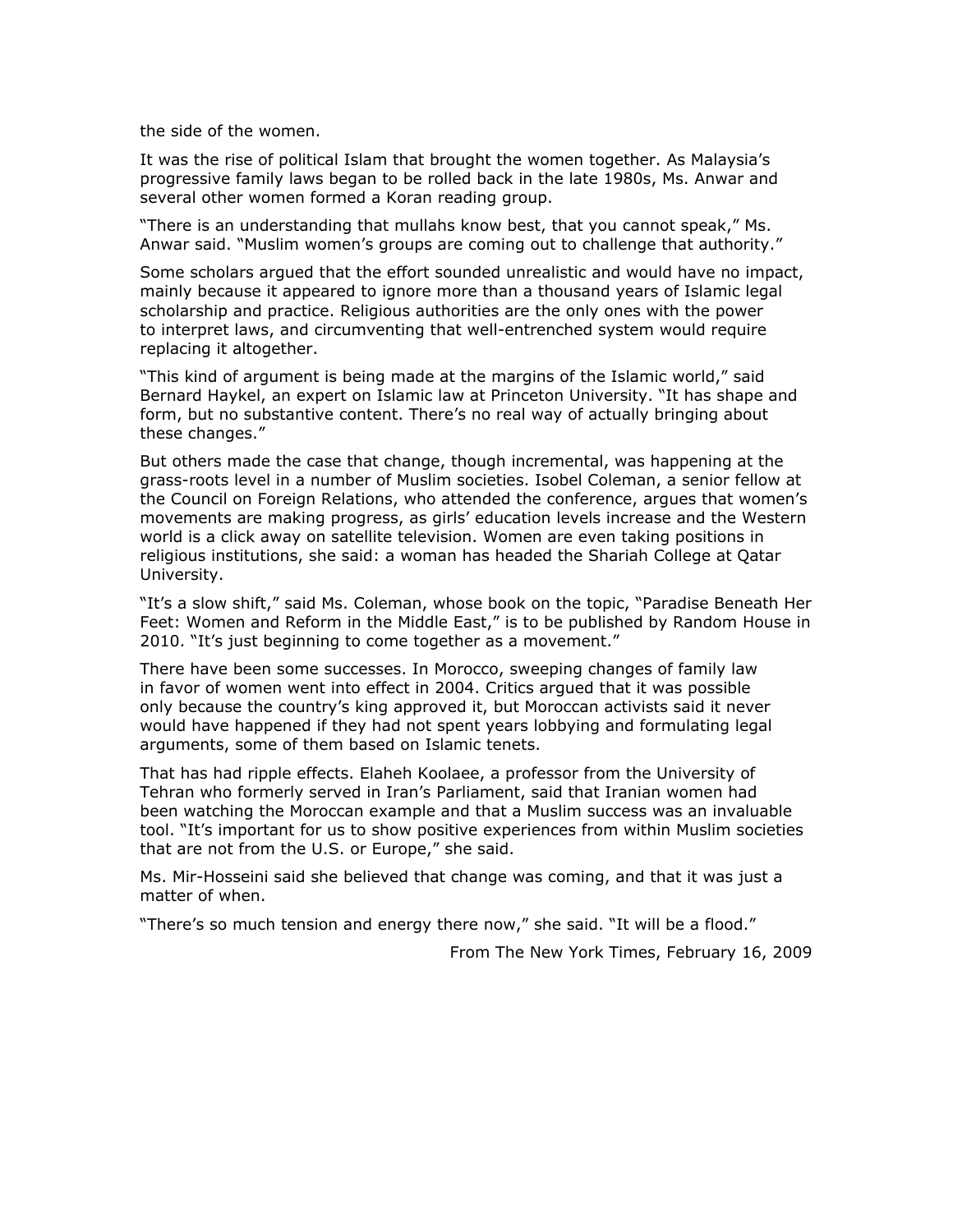the side of the women.

It was the rise of political Islam that brought the women together. As Malaysia's progressive family laws began to be rolled back in the late 1980s, Ms. Anwar and several other women formed a Koran reading group.

"There is an understanding that mullahs know best, that you cannot speak," Ms. Anwar said. "Muslim women's groups are coming out to challenge that authority."

Some scholars argued that the effort sounded unrealistic and would have no impact, mainly because it appeared to ignore more than a thousand years of Islamic legal scholarship and practice. Religious authorities are the only ones with the power to interpret laws, and circumventing that well-entrenched system would require replacing it altogether.

"This kind of argument is being made at the margins of the Islamic world," said Bernard Haykel, an expert on Islamic law at Princeton University. "It has shape and form, but no substantive content. There's no real way of actually bringing about these changes."

But others made the case that change, though incremental, was happening at the grass-roots level in a number of Muslim societies. Isobel Coleman, a senior fellow at the Council on Foreign Relations, who attended the conference, argues that women's movements are making progress, as girls' education levels increase and the Western world is a click away on satellite television. Women are even taking positions in religious institutions, she said: a woman has headed the Shariah College at Qatar University.

"It's a slow shift," said Ms. Coleman, whose book on the topic, "Paradise Beneath Her Feet: Women and Reform in the Middle East," is to be published by Random House in 2010. "It's just beginning to come together as a movement."

There have been some successes. In Morocco, sweeping changes of family law in favor of women went into effect in 2004. Critics argued that it was possible only because the country's king approved it, but Moroccan activists said it never would have happened if they had not spent years lobbying and formulating legal arguments, some of them based on Islamic tenets.

That has had ripple effects. Elaheh Koolaee, a professor from the University of Tehran who formerly served in Iran's Parliament, said that Iranian women had been watching the Moroccan example and that a Muslim success was an invaluable tool. "It's important for us to show positive experiences from within Muslim societies that are not from the U.S. or Europe," she said.

Ms. Mir-Hosseini said she believed that change was coming, and that it was just a matter of when.

"There's so much tension and energy there now," she said. "It will be a flood."

From The New York Times, February 16, 2009